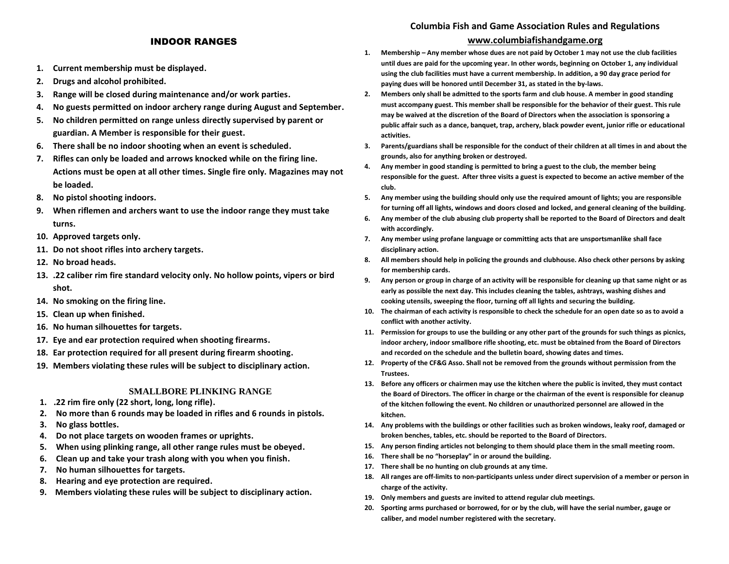## INDOOR RANGES

1. **Current membership must be displayed.**
2. **Drugs and alcohol prohibited.**
3. **Range will be closed during maintenance and/or work parties.**
4. **No guests permitted on indoor archery range during August and September.**
5. **No children permitted on range unless directly supervised by parent or guardian. A Member is responsible for their guest.**
6. **There shall be no indoor shooting when an event is scheduled.**
7. **Rifles can only be loaded and arrows knocked while on the firing line. Actions must be open at all other times. Single fire only. Magazines may not be loaded.**
8. **No pistol shooting indoors.**
9. **When riflemen and archers want to use the indoor range they must take turns.**
10. **Approved targets only.**
11. **Do not shoot rifles into archery targets.**
12. **No broad heads.**
13. **.22 caliber rim fire standard velocity only. No hollow points, vipers or bird shot.**
14. **No smoking on the firing line.**
15. **Clean up when finished.**
16. **No human silhouettes for targets.**
17. **Eye and ear protection required when shooting firearms.**
18. **Ear protection required for all present during firearm shooting.**
19. **Members violating these rules will be subject to disciplinary action.**

### SMALLBORE PLINKING RANGE

1. **.22 rim fire only (22 short, long, long rifle).**
2. **No more than 6 rounds may be loaded in rifles and 6 rounds in pistols.**
3. **No glass bottles.**
4. **Do not place targets on wooden frames or uprights.**
5. **When using plinking range, all other range rules must be obeyed.**
6. **Clean up and take your trash along with you when you finish.**
7. **No human silhouettes for targets.**
8. **Hearing and eye protection are required.**
9. **Members violating these rules will be subject to disciplinary action.**

## Columbia Fish and Game Association Rules and Regulations

**www.columbiafishandgame.org**

1. **Membership – Any member whose dues are not paid by October 1 may not use the club facilities until dues are paid for the upcoming year. In other words, beginning on October 1, any individual using the club facilities must have a current membership. In addition, a 90 day grace period for paying dues will be honored until December 31, as stated in the by-laws.**
2. **Members only shall be admitted to the sports farm and club house. A member in good standing must accompany guest. This member shall be responsible for the behavior of their guest. This rule may be waived at the discretion of the Board of Directors when the association is sponsoring a public affair such as a dance, banquet, trap, archery, black powder event, junior rifle or educational activities.**
3. **Parents/guardians shall be responsible for the conduct of their children at all times in and about the grounds, also for anything broken or destroyed.**
4. **Any member in good standing is permitted to bring a guest to the club, the member being responsible for the guest. After three visits a guest is expected to become an active member of the club.**
5. **Any member using the building should only use the required amount of lights; you are responsible for turning off all lights, windows and doors closed and locked, and general cleaning of the building.**
6. **Any member of the club abusing club property shall be reported to the Board of Directors and dealt with accordingly.**
7. **Any member using profane language or committing acts that are unsportsmanlike shall face disciplinary action.**
8. **All members should help in policing the grounds and clubhouse. Also check other persons by asking for membership cards.**
9. **Any person or group in charge of an activity will be responsible for cleaning up that same night or as early as possible the next day. This includes cleaning the tables, ashtrays, washing dishes and cooking utensils, sweeping the floor, turning off all lights and securing the building.**
10. **The chairman of each activity is responsible to check the schedule for an open date so as to avoid a conflict with another activity.**
11. **Permission for groups to use the building or any other part of the grounds for such things as picnics, indoor archery, indoor smallbore rifle shooting, etc. must be obtained from the Board of Directors and recorded on the schedule and the bulletin board, showing dates and times.**
12. **Property of the CF&G Asso. Shall not be removed from the grounds without permission from the Trustees.**
13. **Before any officers or chairmen may use the kitchen where the public is invited, they must contact the Board of Directors. The officer in charge or the chairman of the event is responsible for cleanup of the kitchen following the event. No children or unauthorized personnel are allowed in the kitchen.**
14. **Any problems with the buildings or other facilities such as broken windows, leaky roof, damaged or broken benches, tables, etc. should be reported to the Board of Directors.**
15. **Any person finding articles not belonging to them should place them in the small meeting room.**
16. **There shall be no "horseplay" in or around the building.**
17. **There shall be no hunting on club grounds at any time.**
18. **All ranges are off-limits to non-participants unless under direct supervision of a member or person in charge of the activity.**
19. **Only members and guests are invited to attend regular club meetings.**
20. **Sporting arms purchased or borrowed, for or by the club, will have the serial number, gauge or caliber, and model number registered with the secretary.**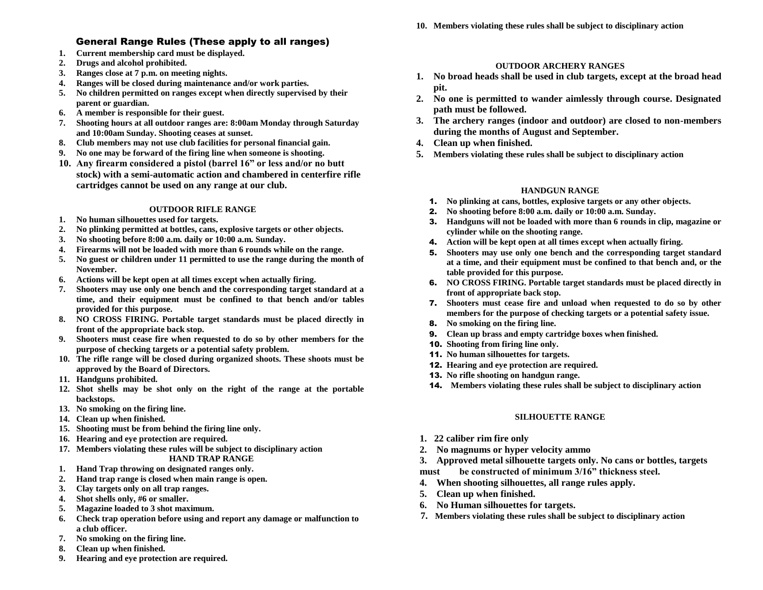## General Range Rules (These apply to all ranges)

1. **Current membership card must be displayed.**
2. **Drugs and alcohol prohibited.**
3. **Ranges close at 7 p.m. on meeting nights.**
4. **Ranges will be closed during maintenance and/or work parties.**
5. **No children permitted on ranges except when directly supervised by their parent or guardian.**
6. **A member is responsible for their guest.**
7. **Shooting hours at all outdoor ranges are: 8:00am Monday through Saturday and 10:00am Sunday. Shooting ceases at sunset.**
8. **Club members may not use club facilities for personal financial gain.**
9. **No one may be forward of the firing line when someone is shooting.**
10. **Any firearm considered a pistol (barrel 16" or less and/or no butt stock) with a semi-automatic action and chambered in centerfire rifle cartridges cannot be used on any range at our club.**

### OUTDOOR RIFLE RANGE

1. **No human silhouettes used for targets.**
2. **No plinking permitted at bottles, cans, explosive targets or other objects.**
3. **No shooting before 8:00 a.m. daily or 10:00 a.m. Sunday.**
4. **Firearms will not be loaded with more than 6 rounds while on the range.**
5. **No guest or children under 11 permitted to use the range during the month of November.**
6. **Actions will be kept open at all times except when actually firing.**
7. **Shooters may use only one bench and the corresponding target standard at a time, and their equipment must be confined to that bench and/or tables provided for this purpose.**
8. **NO CROSS FIRING. Portable target standards must be placed directly in front of the appropriate back stop.**
9. **Shooters must cease fire when requested to do so by other members for the purpose of checking targets or a potential safety problem.**
10. **The rifle range will be closed during organized shoots. These shoots must be approved by the Board of Directors.**
11. **Handguns prohibited.**
12. **Shot shells may be shot only on the right of the range at the portable backstops.**
13. **No smoking on the firing line.**
14. **Clean up when finished.**
15. **Shooting must be from behind the firing line only.**
16. **Hearing and eye protection are required.**
17. **Members violating these rules will be subject to disciplinary action**

### HAND TRAP RANGE

1. **Hand Trap throwing on designated ranges only.**
2. **Hand trap range is closed when main range is open.**
3. **Clay targets only on all trap ranges.**
4. **Shot shells only, #6 or smaller.**
5. **Magazine loaded to 3 shot maximum.**
6. **Check trap operation before using and report any damage or malfunction to a club officer.**
7. **No smoking on the firing line.**
8. **Clean up when finished.**
9. **Hearing and eye protection are required.**
10. **Members violating these rules shall be subject to disciplinary action**

### OUTDOOR ARCHERY RANGES

1. **No broad heads shall be used in club targets, except at the broad head pit.**
2. **No one is permitted to wander aimlessly through course. Designated path must be followed.**
3. **The archery ranges (indoor and outdoor) are closed to non-members during the months of August and September.**
4. **Clean up when finished.**
5. **Members violating these rules shall be subject to disciplinary action**

### HANDGUN RANGE

1. **No plinking at cans, bottles, explosive targets or any other objects.**
2. **No shooting before 8:00 a.m. daily or 10:00 a.m. Sunday.**
3. **Handguns will not be loaded with more than 6 rounds in clip, magazine or cylinder while on the shooting range.**
4. **Action will be kept open at all times except when actually firing.**
5. **Shooters may use only one bench and the corresponding target standard at a time, and their equipment must be confined to that bench and, or the table provided for this purpose.**
6. **NO CROSS FIRING. Portable target standards must be placed directly in front of appropriate back stop.**
7. **Shooters must cease fire and unload when requested to do so by other members for the purpose of checking targets or a potential safety issue.**
8. **No smoking on the firing line.**
9. **Clean up brass and empty cartridge boxes when finished.**
10. **Shooting from firing line only.**
11. **No human silhouettes for targets.**
12. **Hearing and eye protection are required.**
13. **No rifle shooting on handgun range.**
14. **Members violating these rules shall be subject to disciplinary action**

### SILHOUETTE RANGE

1. **22 caliber rim fire only**
2. **No magnums or hyper velocity ammo**
3. **Approved metal silhouette targets only. No cans or bottles, targets must be constructed of minimum 3/16" thickness steel.**
4. **When shooting silhouettes, all range rules apply.**
5. **Clean up when finished.**
6. **No Human silhouettes for targets.**
7. **Members violating these rules shall be subject to disciplinary action**